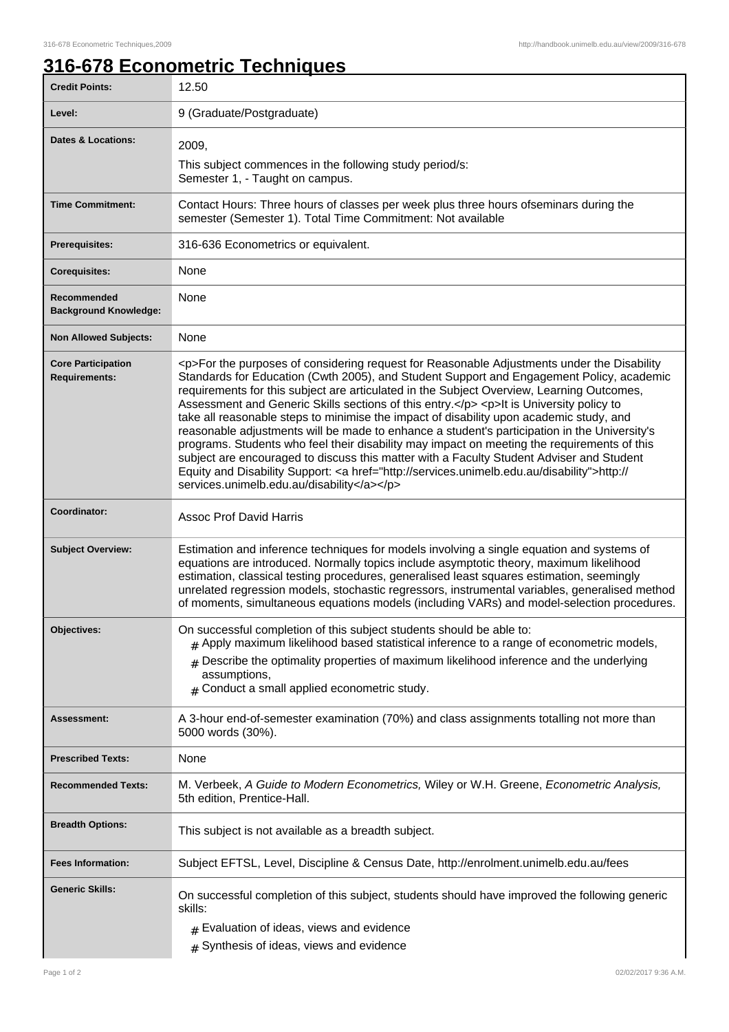# 316-678 Econometric Techniques

| | |
|---|---|
| **Credit Points:** | 12.50 |
| **Level:** | 9 (Graduate/Postgraduate) |
| **Dates & Locations:** | 2009,<br>This subject commences in the following study period/s:<br>Semester 1, - Taught on campus. |
| **Time Commitment:** | Contact Hours: Three hours of classes per week plus three hours ofseminars during the semester (Semester 1). Total Time Commitment: Not available |
| **Prerequisites:** | 316-636 Econometrics or equivalent. |
| **Corequisites:** | None |
| **Recommended Background Knowledge:** | None |
| **Non Allowed Subjects:** | None |
| **Core Participation Requirements:** | <p>For the purposes of considering request for Reasonable Adjustments under the Disability Standards for Education (Cwth 2005), and Student Support and Engagement Policy, academic requirements for this subject are articulated in the Subject Overview, Learning Outcomes, Assessment and Generic Skills sections of this entry.</p> <p>It is University policy to take all reasonable steps to minimise the impact of disability upon academic study, and reasonable adjustments will be made to enhance a student's participation in the University's programs. Students who feel their disability may impact on meeting the requirements of this subject are encouraged to discuss this matter with a Faculty Student Adviser and Student Equity and Disability Support: <a href="http://services.unimelb.edu.au/disability">http://services.unimelb.edu.au/disability</a></p> |
| **Coordinator:** | Assoc Prof David Harris |
| **Subject Overview:** | Estimation and inference techniques for models involving a single equation and systems of equations are introduced. Normally topics include asymptotic theory, maximum likelihood estimation, classical testing procedures, generalised least squares estimation, seemingly unrelated regression models, stochastic regressors, instrumental variables, generalised method of moments, simultaneous equations models (including VARs) and model-selection procedures. |
| **Objectives:** | On successful completion of this subject students should be able to:<br># Apply maximum likelihood based statistical inference to a range of econometric models,<br># Describe the optimality properties of maximum likelihood inference and the underlying assumptions,<br># Conduct a small applied econometric study. |
| **Assessment:** | A 3-hour end-of-semester examination (70%) and class assignments totalling not more than 5000 words (30%). |
| **Prescribed Texts:** | None |
| **Recommended Texts:** | M. Verbeek, *A Guide to Modern Econometrics,* Wiley or W.H. Greene, *Econometric Analysis,* 5th edition, Prentice-Hall. |
| **Breadth Options:** | This subject is not available as a breadth subject. |
| **Fees Information:** | Subject EFTSL, Level, Discipline & Census Date, http://enrolment.unimelb.edu.au/fees |
| **Generic Skills:** | On successful completion of this subject, students should have improved the following generic skills:<br># Evaluation of ideas, views and evidence<br># Synthesis of ideas, views and evidence |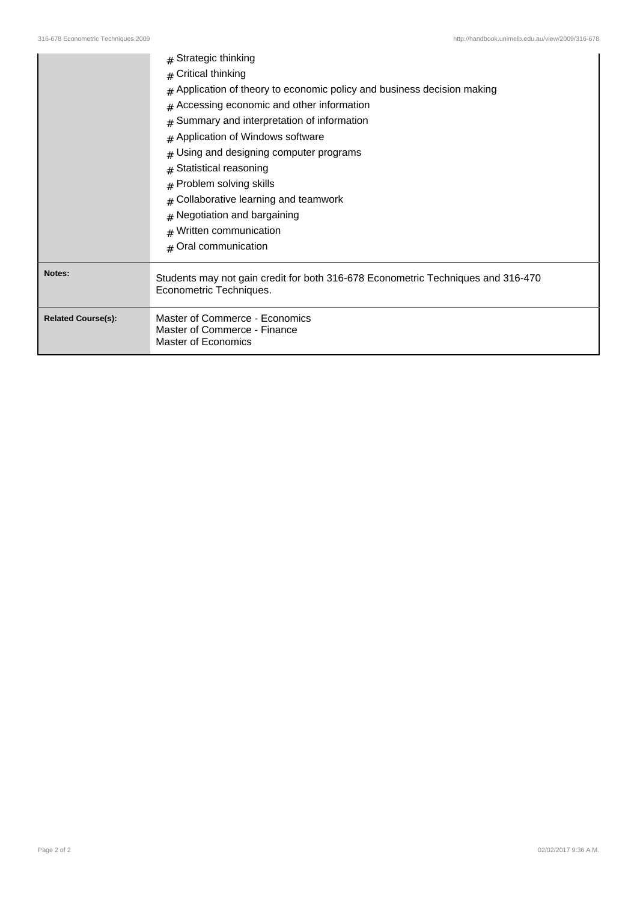| | |
|---|---|
| | # Strategic thinking<br># Critical thinking<br># Application of theory to economic policy and business decision making<br># Accessing economic and other information<br># Summary and interpretation of information<br># Application of Windows software<br># Using and designing computer programs<br># Statistical reasoning<br># Problem solving skills<br># Collaborative learning and teamwork<br># Negotiation and bargaining<br># Written communication<br># Oral communication |
| **Notes:** | Students may not gain credit for both 316-678 Econometric Techniques and 316-470 Econometric Techniques. |
| **Related Course(s):** | Master of Commerce - Economics<br>Master of Commerce - Finance<br>Master of Economics |